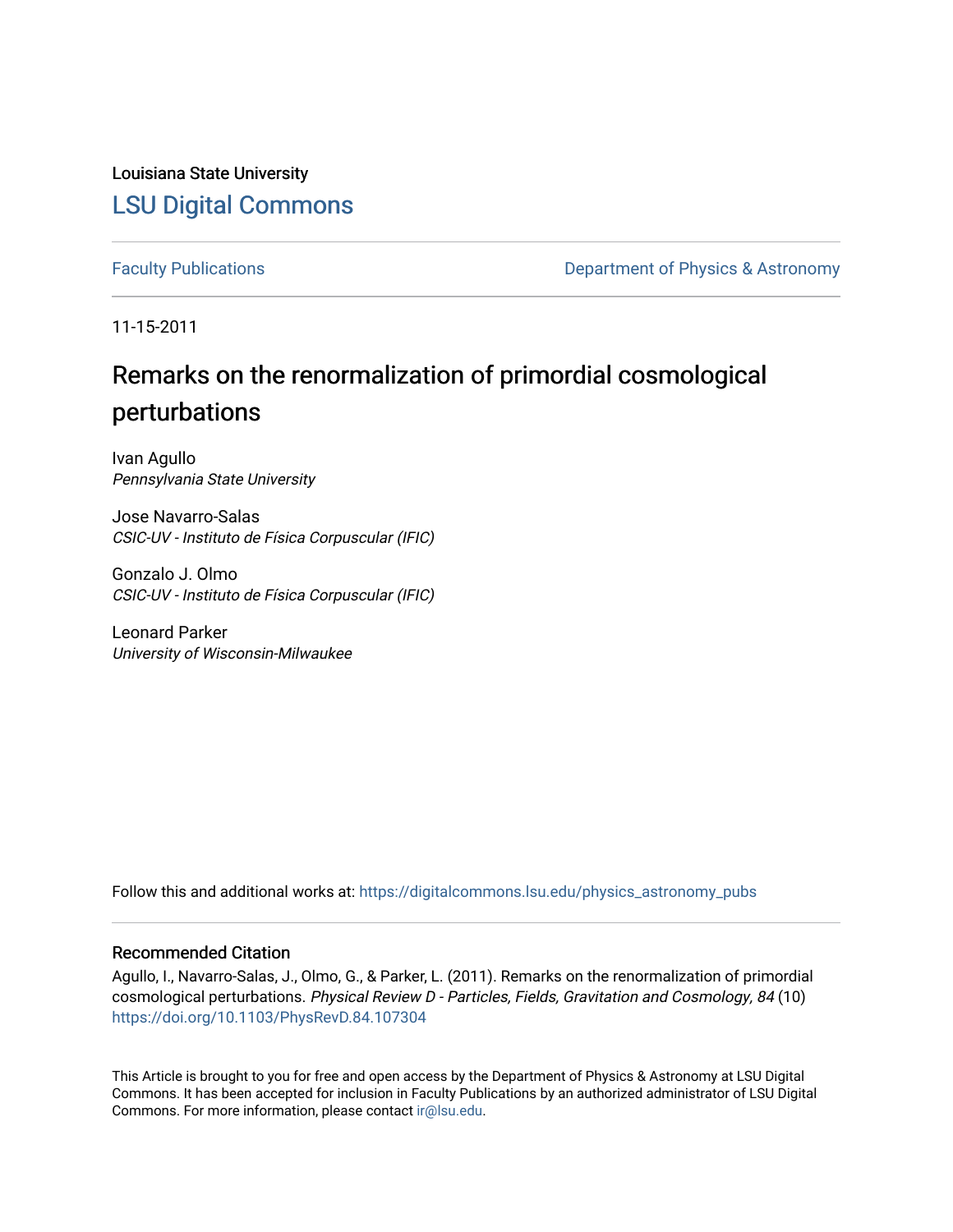Louisiana State University

## LSU Digital Commons

Faculty Publications | Department of Physics & Astronomy

11-15-2011

# Remarks on the renormalization of primordial cosmological perturbations

Ivan Agullo
*Pennsylvania State University*

Jose Navarro-Salas
*CSIC-UV - Instituto de Física Corpuscular (IFIC)*

Gonzalo J. Olmo
*CSIC-UV - Instituto de Física Corpuscular (IFIC)*

Leonard Parker
*University of Wisconsin-Milwaukee*

Follow this and additional works at: https://digitalcommons.lsu.edu/physics_astronomy_pubs

### Recommended Citation

Agullo, I., Navarro-Salas, J., Olmo, G., & Parker, L. (2011). Remarks on the renormalization of primordial cosmological perturbations. *Physical Review D - Particles, Fields, Gravitation and Cosmology, 84* (10) https://doi.org/10.1103/PhysRevD.84.107304

This Article is brought to you for free and open access by the Department of Physics & Astronomy at LSU Digital Commons. It has been accepted for inclusion in Faculty Publications by an authorized administrator of LSU Digital Commons. For more information, please contact ir@lsu.edu.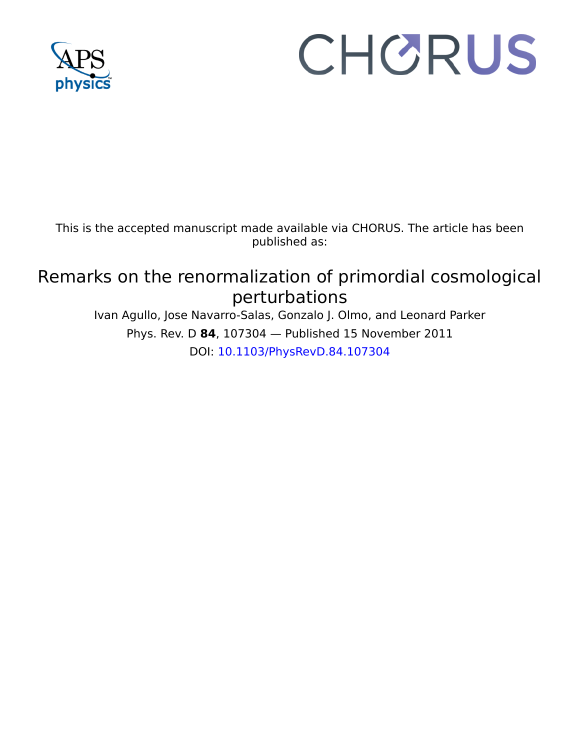This is the accepted manuscript made available via CHORUS. The article has been published as:

# Remarks on the renormalization of primordial cosmological perturbations

Ivan Agullo, Jose Navarro-Salas, Gonzalo J. Olmo, and Leonard Parker

Phys. Rev. D **84**, 107304 — Published 15 November 2011

DOI: 10.1103/PhysRevD.84.107304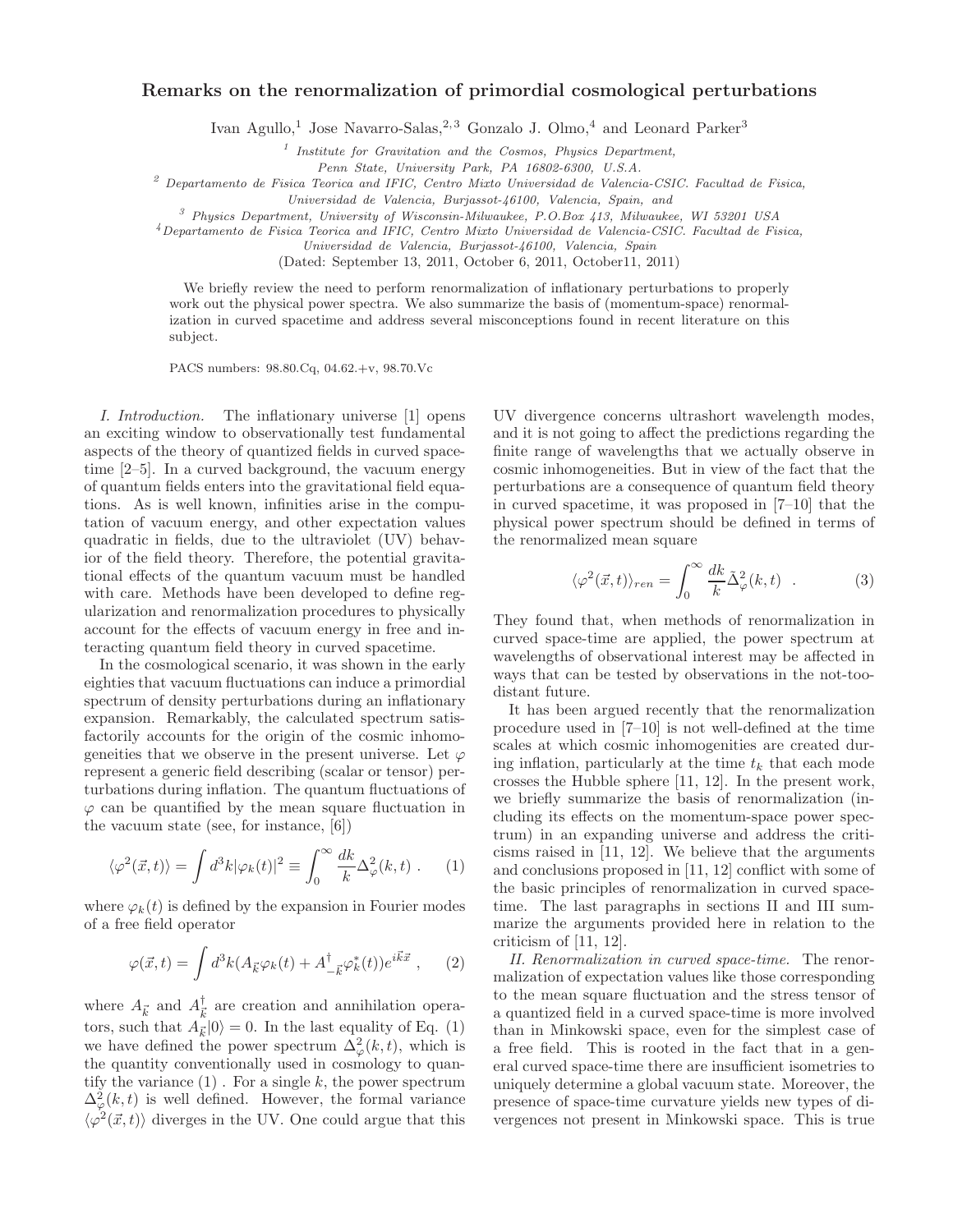# Remarks on the renormalization of primordial cosmological perturbations

Ivan Agullo,[1] Jose Navarro-Salas,[2,3] Gonzalo J. Olmo,[4] and Leonard Parker[3]

[1] *Institute for Gravitation and the Cosmos, Physics Department, Penn State, University Park, PA 16802-6300, U.S.A.*

[2] *Departamento de Fisica Teorica and IFIC, Centro Mixto Universidad de Valencia-CSIC. Facultad de Fisica, Universidad de Valencia, Burjassot-46100, Valencia, Spain, and*

[3] *Physics Department, University of Wisconsin-Milwaukee, P.O.Box 413, Milwaukee, WI 53201 USA*

[4] *Departamento de Fisica Teorica and IFIC, Centro Mixto Universidad de Valencia-CSIC. Facultad de Fisica, Universidad de Valencia, Burjassot-46100, Valencia, Spain*

(Dated: September 13, 2011, October 6, 2011, October11, 2011)

We briefly review the need to perform renormalization of inflationary perturbations to properly work out the physical power spectra. We also summarize the basis of (momentum-space) renormalization in curved spacetime and address several misconceptions found in recent literature on this subject.

PACS numbers: 98.80.Cq, 04.62.+v, 98.70.Vc

*I. Introduction.* The inflationary universe [1] opens an exciting window to observationally test fundamental aspects of the theory of quantized fields in curved spacetime [2–5]. In a curved background, the vacuum energy of quantum fields enters into the gravitational field equations. As is well known, infinities arise in the computation of vacuum energy, and other expectation values quadratic in fields, due to the ultraviolet (UV) behavior of the field theory. Therefore, the potential gravitational effects of the quantum vacuum must be handled with care. Methods have been developed to define regularization and renormalization procedures to physically account for the effects of vacuum energy in free and interacting quantum field theory in curved spacetime.

In the cosmological scenario, it was shown in the early eighties that vacuum fluctuations can induce a primordial spectrum of density perturbations during an inflationary expansion. Remarkably, the calculated spectrum satisfactorily accounts for the origin of the cosmic inhomogeneities that we observe in the present universe. Let $\varphi$ represent a generic field describing (scalar or tensor) perturbations during inflation. The quantum fluctuations of $\varphi$ can be quantified by the mean square fluctuation in the vacuum state (see, for instance, [6])

$$\langle \varphi^2(\vec{x}, t)\rangle = \int d^3k |\varphi_k(t)|^2 \equiv \int_0^\infty \frac{dk}{k}\Delta^2_\varphi(k,t) \ . \quad (1)$$

where $\varphi_k(t)$ is defined by the expansion in Fourier modes of a free field operator

$$\varphi(\vec{x}, t) = \int d^3k (A_{\vec{k}}\varphi_k(t) + A^\dagger_{-\vec{k}}\varphi^*_k(t))e^{i\vec{k}\vec{x}} \ , \quad (2)$$

where $A_{\vec{k}}$ and $A^\dagger_{\vec{k}}$ are creation and annihilation operators, such that $A_{\vec{k}}|0\rangle = 0$. In the last equality of Eq. (1) we have defined the power spectrum $\Delta^2_\varphi(k,t)$, which is the quantity conventionally used in cosmology to quantify the variance (1) . For a single $k$, the power spectrum $\Delta^2_\varphi(k,t)$ is well defined. However, the formal variance $\langle\varphi^2(\vec{x}, t)\rangle$ diverges in the UV. One could argue that this UV divergence concerns ultrashort wavelength modes, and it is not going to affect the predictions regarding the finite range of wavelengths that we actually observe in cosmic inhomogeneities. But in view of the fact that the perturbations are a consequence of quantum field theory in curved spacetime, it was proposed in [7–10] that the physical power spectrum should be defined in terms of the renormalized mean square

$$\langle\varphi^2(\vec{x}, t)\rangle_{ren} = \int_0^\infty \frac{dk}{k}\tilde{\Delta}^2_\varphi(k,t) \ . \quad (3)$$

They found that, when methods of renormalization in curved space-time are applied, the power spectrum at wavelengths of observational interest may be affected in ways that can be tested by observations in the not-too-distant future.

It has been argued recently that the renormalization procedure used in [7–10] is not well-defined at the time scales at which cosmic inhomogenities are created during inflation, particularly at the time $t_k$ that each mode crosses the Hubble sphere [11, 12]. In the present work, we briefly summarize the basis of renormalization (including its effects on the momentum-space power spectrum) in an expanding universe and address the criticisms raised in [11, 12]. We believe that the arguments and conclusions proposed in [11, 12] conflict with some of the basic principles of renormalization in curved spacetime. The last paragraphs in sections II and III summarize the arguments provided here in relation to the criticism of [11, 12].

*II. Renormalization in curved space-time.* The renormalization of expectation values like those corresponding to the mean square fluctuation and the stress tensor of a quantized field in a curved space-time is more involved than in Minkowski space, even for the simplest case of a free field. This is rooted in the fact that in a general curved space-time there are insufficient isometries to uniquely determine a global vacuum state. Moreover, the presence of space-time curvature yields new types of divergences not present in Minkowski space. This is true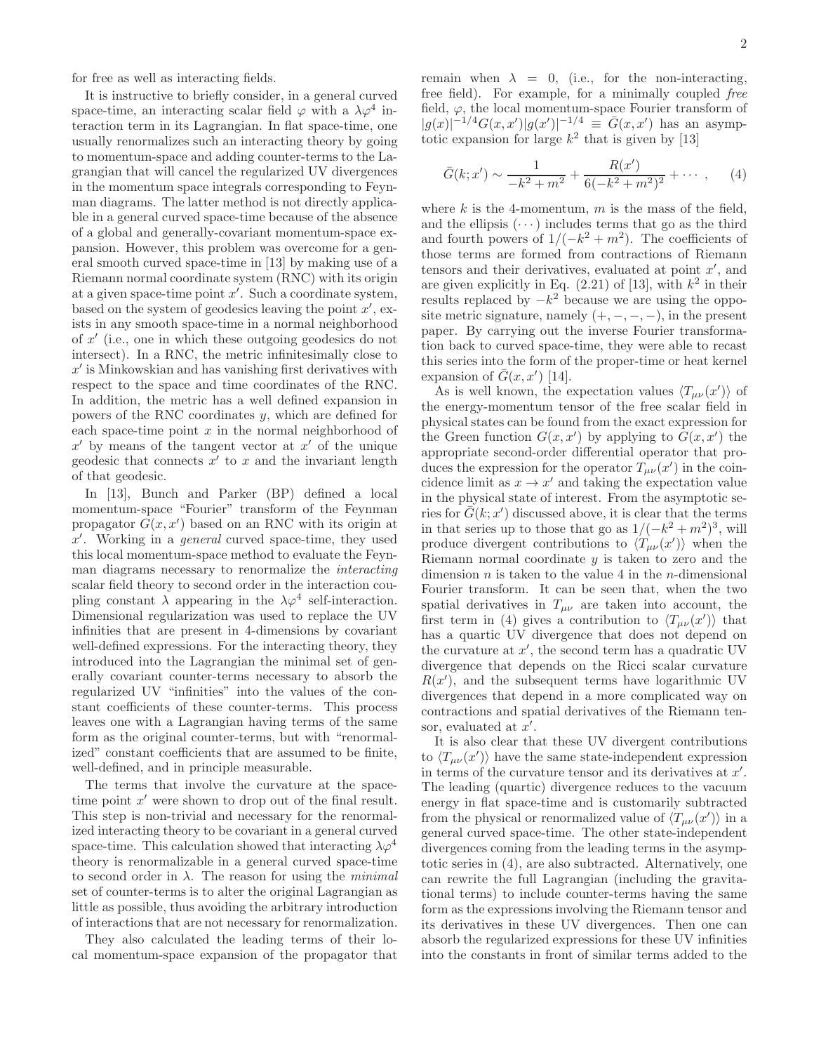for free as well as interacting fields.

It is instructive to briefly consider, in a general curved space-time, an interacting scalar field $\varphi$ with a $\lambda\varphi^4$ interaction term in its Lagrangian. In flat space-time, one usually renormalizes such an interacting theory by going to momentum-space and adding counter-terms to the Lagrangian that will cancel the regularized UV divergences in the momentum space integrals corresponding to Feynman diagrams. The latter method is not directly applicable in a general curved space-time because of the absence of a global and generally-covariant momentum-space expansion. However, this problem was overcome for a general smooth curved space-time in [13] by making use of a Riemann normal coordinate system (RNC) with its origin at a given space-time point $x'$. Such a coordinate system, based on the system of geodesics leaving the point $x'$, exists in any smooth space-time in a normal neighborhood of $x'$ (i.e., one in which these outgoing geodesics do not intersect). In a RNC, the metric infinitesimally close to $x'$ is Minkowskian and has vanishing first derivatives with respect to the space and time coordinates of the RNC. In addition, the metric has a well defined expansion in powers of the RNC coordinates $y$, which are defined for each space-time point $x$ in the normal neighborhood of $x'$ by means of the tangent vector at $x'$ of the unique geodesic that connects $x'$ to $x$ and the invariant length of that geodesic.

In [13], Bunch and Parker (BP) defined a local momentum-space "Fourier" transform of the Feynman propagator $G(x, x')$ based on an RNC with its origin at $x'$. Working in a *general* curved space-time, they used this local momentum-space method to evaluate the Feynman diagrams necessary to renormalize the *interacting* scalar field theory to second order in the interaction coupling constant $\lambda$ appearing in the $\lambda\varphi^4$ self-interaction. Dimensional regularization was used to replace the UV infinities that are present in 4-dimensions by covariant well-defined expressions. For the interacting theory, they introduced into the Lagrangian the minimal set of generally covariant counter-terms necessary to absorb the regularized UV "infinities" into the values of the constant coefficients of these counter-terms. This process leaves one with a Lagrangian having terms of the same form as the original counter-terms, but with "renormalized" constant coefficients that are assumed to be finite, well-defined, and in principle measurable.

The terms that involve the curvature at the space-time point $x'$ were shown to drop out of the final result. This step is non-trivial and necessary for the renormalized interacting theory to be covariant in a general curved space-time. This calculation showed that interacting $\lambda\varphi^4$ theory is renormalizable in a general curved space-time to second order in $\lambda$. The reason for using the *minimal* set of counter-terms is to alter the original Lagrangian as little as possible, thus avoiding the arbitrary introduction of interactions that are not necessary for renormalization.

They also calculated the leading terms of their local momentum-space expansion of the propagator that remain when $\lambda = 0$, (i.e., for the non-interacting, free field). For example, for a minimally coupled *free* field, $\varphi$, the local momentum-space Fourier transform of $|g(x)|^{-1/4} G(x, x') |g(x')|^{-1/4} \equiv \bar{G}(x, x')$ has an asymptotic expansion for large $k^2$ that is given by [13]

$$\bar{G}(k; x') \sim \frac{1}{-k^2 + m^2} + \frac{R(x')}{6(-k^2 + m^2)^2} + \cdots , \quad (4)$$

where $k$ is the 4-momentum, $m$ is the mass of the field, and the ellipsis $(\cdots)$ includes terms that go as the third and fourth powers of $1/(-k^2 + m^2)$. The coefficients of those terms are formed from contractions of Riemann tensors and their derivatives, evaluated at point $x'$, and are given explicitly in Eq. (2.21) of [13], with $k^2$ in their results replaced by $-k^2$ because we are using the opposite metric signature, namely $(+, -, -, -)$, in the present paper. By carrying out the inverse Fourier transformation back to curved space-time, they were able to recast this series into the form of the proper-time or heat kernel expansion of $\bar{G}(x, x')$ [14].

As is well known, the expectation values $\langle T_{\mu\nu}(x') \rangle$ of the energy-momentum tensor of the free scalar field in physical states can be found from the exact expression for the Green function $G(x, x')$ by applying to $G(x, x')$ the appropriate second-order differential operator that produces the expression for the operator $T_{\mu\nu}(x')$ in the coincidence limit as $x \to x'$ and taking the expectation value in the physical state of interest. From the asymptotic series for $\bar{G}(k; x')$ discussed above, it is clear that the terms in that series up to those that go as $1/(-k^2 + m^2)^3$, will produce divergent contributions to $\langle T_{\mu\nu}(x') \rangle$ when the Riemann normal coordinate $y$ is taken to zero and the dimension $n$ is taken to the value 4 in the $n$-dimensional Fourier transform. It can be seen that, when the two spatial derivatives in $T_{\mu\nu}$ are taken into account, the first term in (4) gives a contribution to $\langle T_{\mu\nu}(x') \rangle$ that has a quartic UV divergence that does not depend on the curvature at $x'$, the second term has a quadratic UV divergence that depends on the Ricci scalar curvature $R(x')$, and the subsequent terms have logarithmic UV divergences that depend in a more complicated way on contractions and spatial derivatives of the Riemann tensor, evaluated at $x'$.

It is also clear that these UV divergent contributions to $\langle T_{\mu\nu}(x') \rangle$ have the same state-independent expression in terms of the curvature tensor and its derivatives at $x'$. The leading (quartic) divergence reduces to the vacuum energy in flat space-time and is customarily subtracted from the physical or renormalized value of $\langle T_{\mu\nu}(x') \rangle$ in a general curved space-time. The other state-independent divergences coming from the leading terms in the asymptotic series in (4), are also subtracted. Alternatively, one can rewrite the full Lagrangian (including the gravitational terms) to include counter-terms having the same form as the expressions involving the Riemann tensor and its derivatives in these UV divergences. Then one can absorb the regularized expressions for these UV infinities into the constants in front of similar terms added to the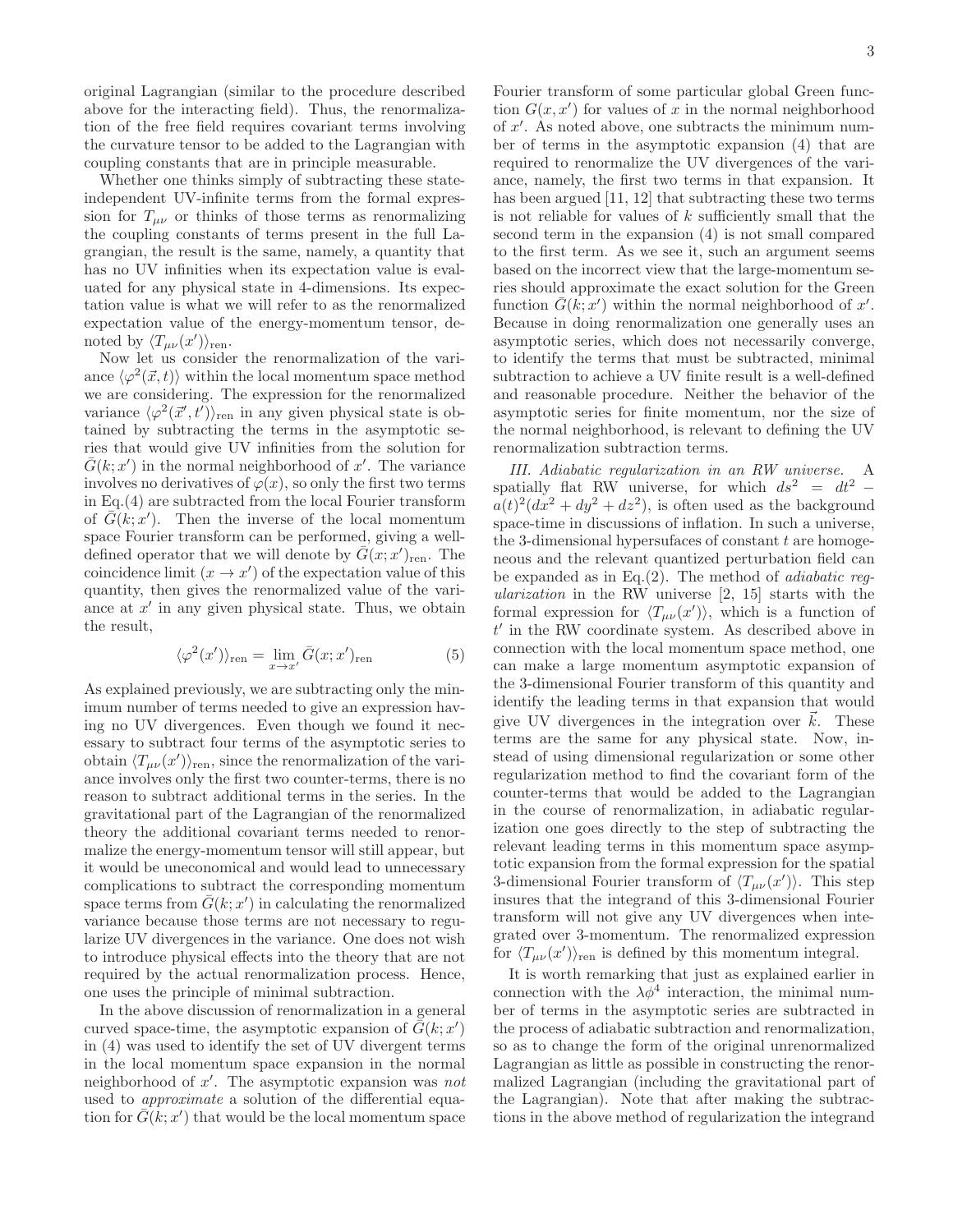original Lagrangian (similar to the procedure described above for the interacting field). Thus, the renormalization of the free field requires covariant terms involving the curvature tensor to be added to the Lagrangian with coupling constants that are in principle measurable.

Whether one thinks simply of subtracting these state-independent UV-infinite terms from the formal expression for $T_{\mu\nu}$ or thinks of those terms as renormalizing the coupling constants of terms present in the full Lagrangian, the result is the same, namely, a quantity that has no UV infinities when its expectation value is evaluated for any physical state in 4-dimensions. Its expectation value is what we will refer to as the renormalized expectation value of the energy-momentum tensor, denoted by $\langle T_{\mu\nu}(x')\rangle_{\rm ren}$.

Now let us consider the renormalization of the variance $\langle \varphi^2(\vec{x}, t)\rangle$ within the local momentum space method we are considering. The expression for the renormalized variance $\langle \varphi^2(\vec{x}', t')\rangle_{\rm ren}$ in any given physical state is obtained by subtracting the terms in the asymptotic series that would give UV infinities from the solution for $\bar{G}(k; x')$ in the normal neighborhood of $x'$. The variance involves no derivatives of $\varphi(x)$, so only the first two terms in Eq.(4) are subtracted from the local Fourier transform of $\bar{G}(k; x')$. Then the inverse of the local momentum space Fourier transform can be performed, giving a well-defined operator that we will denote by $\bar{G}(x; x')_{\rm ren}$. The coincidence limit $(x \to x')$ of the expectation value of this quantity, then gives the renormalized value of the variance at $x'$ in any given physical state. Thus, we obtain the result,

$$\langle \varphi^2(x')\rangle_{\rm ren} = \lim_{x \to x'} \bar{G}(x; x')_{\rm ren} \tag{5}$$

As explained previously, we are subtracting only the minimum number of terms needed to give an expression having no UV divergences. Even though we found it necessary to subtract four terms of the asymptotic series to obtain $\langle T_{\mu\nu}(x')\rangle_{\rm ren}$, since the renormalization of the variance involves only the first two counter-terms, there is no reason to subtract additional terms in the series. In the gravitational part of the Lagrangian of the renormalized theory the additional covariant terms needed to renormalize the energy-momentum tensor will still appear, but it would be uneconomical and would lead to unnecessary complications to subtract the corresponding momentum space terms from $\bar{G}(k; x')$ in calculating the renormalized variance because those terms are not necessary to regularize UV divergences in the variance. One does not wish to introduce physical effects into the theory that are not required by the actual renormalization process. Hence, one uses the principle of minimal subtraction.

In the above discussion of renormalization in a general curved space-time, the asymptotic expansion of $\bar{G}(k; x')$ in (4) was used to identify the set of UV divergent terms in the local momentum space expansion in the normal neighborhood of $x'$. The asymptotic expansion was *not* used to *approximate* a solution of the differential equation for $\bar{G}(k; x')$ that would be the local momentum space Fourier transform of some particular global Green function $G(x, x')$ for values of $x$ in the normal neighborhood of $x'$. As noted above, one subtracts the minimum number of terms in the asymptotic expansion (4) that are required to renormalize the UV divergences of the variance, namely, the first two terms in that expansion. It has been argued [11, 12] that subtracting these two terms is not reliable for values of $k$ sufficiently small that the second term in the expansion (4) is not small compared to the first term. As we see it, such an argument seems based on the incorrect view that the large-momentum series should approximate the exact solution for the Green function $\bar{G}(k; x')$ within the normal neighborhood of $x'$. Because in doing renormalization one generally uses an asymptotic series, which does not necessarily converge, to identify the terms that must be subtracted, minimal subtraction to achieve a UV finite result is a well-defined and reasonable procedure. Neither the behavior of the asymptotic series for finite momentum, nor the size of the normal neighborhood, is relevant to defining the UV renormalization subtraction terms.

*III. Adiabatic regularization in an RW universe.* A spatially flat RW universe, for which $ds^2 = dt^2 - a(t)^2(dx^2 + dy^2 + dz^2)$, is often used as the background space-time in discussions of inflation. In such a universe, the 3-dimensional hypersufaces of constant $t$ are homogeneous and the relevant quantized perturbation field can be expanded as in Eq.(2). The method of *adiabatic regularization* in the RW universe [2, 15] starts with the formal expression for $\langle T_{\mu\nu}(x')\rangle$, which is a function of $t'$ in the RW coordinate system. As described above in connection with the local momentum space method, one can make a large momentum asymptotic expansion of the 3-dimensional Fourier transform of this quantity and identify the leading terms in that expansion that would give UV divergences in the integration over $\vec{k}$. These terms are the same for any physical state. Now, instead of using dimensional regularization or some other regularization method to find the covariant form of the counter-terms that would be added to the Lagrangian in the course of renormalization, in adiabatic regularization one goes directly to the step of subtracting the relevant leading terms in this momentum space asymptotic expansion from the formal expression for the spatial 3-dimensional Fourier transform of $\langle T_{\mu\nu}(x')\rangle$. This step insures that the integrand of this 3-dimensional Fourier transform will not give any UV divergences when integrated over 3-momentum. The renormalized expression for $\langle T_{\mu\nu}(x')\rangle_{\rm ren}$ is defined by this momentum integral.

It is worth remarking that just as explained earlier in connection with the $\lambda\phi^4$ interaction, the minimal number of terms in the asymptotic series are subtracted in the process of adiabatic subtraction and renormalization, so as to change the form of the original unrenormalized Lagrangian as little as possible in constructing the renormalized Lagrangian (including the gravitational part of the Lagrangian). Note that after making the subtractions in the above method of regularization the integrand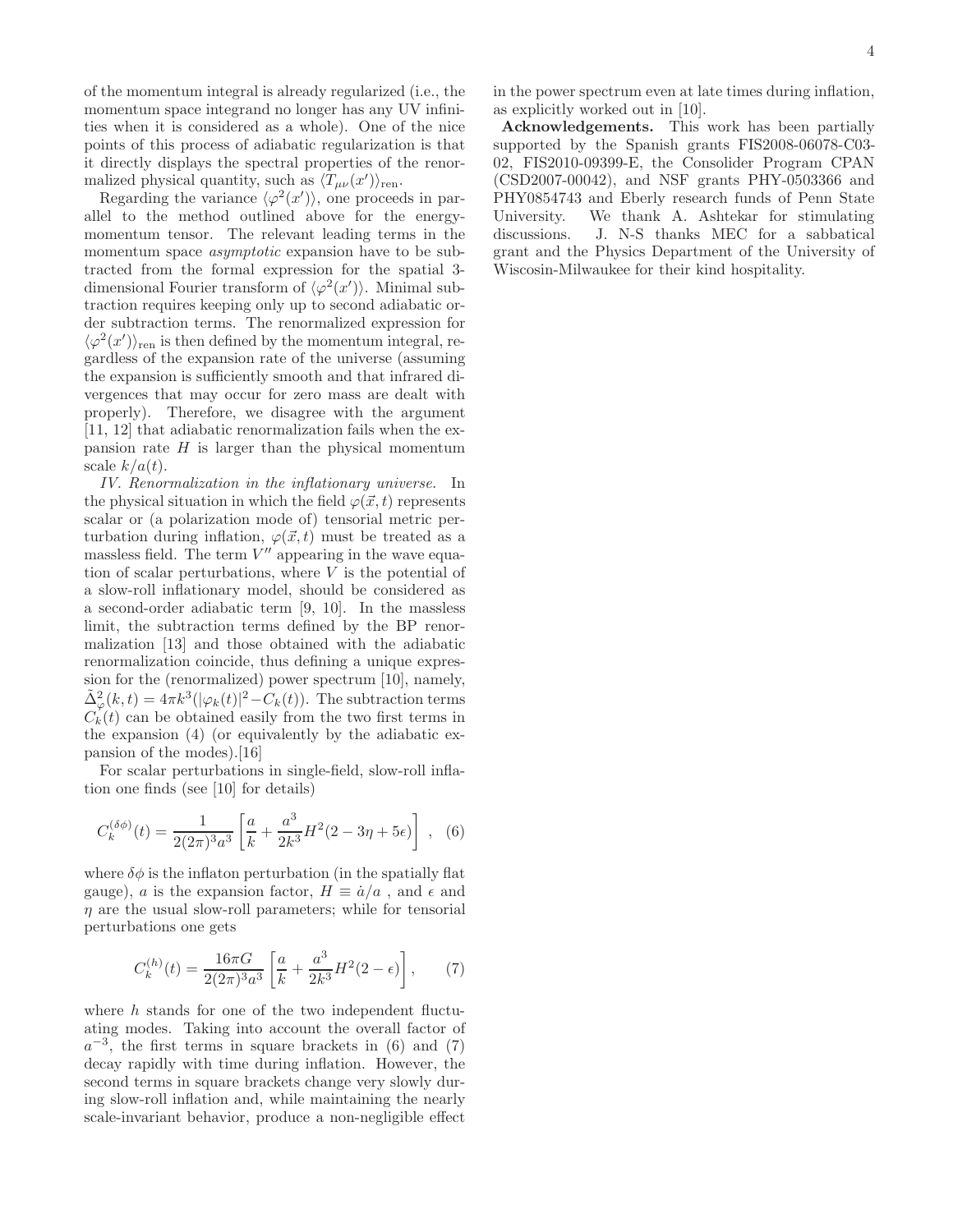of the momentum integral is already regularized (i.e., the momentum space integrand no longer has any UV infinities when it is considered as a whole). One of the nice points of this process of adiabatic regularization is that it directly displays the spectral properties of the renormalized physical quantity, such as $\langle T_{\mu\nu}(x')\rangle_{\rm ren}$.

Regarding the variance $\langle \varphi^2(x')\rangle$, one proceeds in parallel to the method outlined above for the energy-momentum tensor. The relevant leading terms in the momentum space *asymptotic* expansion have to be subtracted from the formal expression for the spatial 3-dimensional Fourier transform of $\langle \varphi^2(x')\rangle$. Minimal subtraction requires keeping only up to second adiabatic order subtraction terms. The renormalized expression for $\langle \varphi^2(x')\rangle_{\rm ren}$ is then defined by the momentum integral, regardless of the expansion rate of the universe (assuming the expansion is sufficiently smooth and that infrared divergences that may occur for zero mass are dealt with properly). Therefore, we disagree with the argument [11, 12] that adiabatic renormalization fails when the expansion rate $H$ is larger than the physical momentum scale $k/a(t)$.

*IV. Renormalization in the inflationary universe.* In the physical situation in which the field $\varphi(\vec{x}, t)$ represents scalar or (a polarization mode of) tensorial metric perturbation during inflation, $\varphi(\vec{x}, t)$ must be treated as a massless field. The term $V''$ appearing in the wave equation of scalar perturbations, where $V$ is the potential of a slow-roll inflationary model, should be considered as a second-order adiabatic term [9, 10]. In the massless limit, the subtraction terms defined by the BP renormalization [13] and those obtained with the adiabatic renormalization coincide, thus defining a unique expression for the (renormalized) power spectrum [10], namely, $\tilde{\Delta}^2_\varphi(k,t) = 4\pi k^3(|\varphi_k(t)|^2 - C_k(t))$. The subtraction terms $C_k(t)$ can be obtained easily from the two first terms in the expansion (4) (or equivalently by the adiabatic expansion of the modes).[16]

For scalar perturbations in single-field, slow-roll inflation one finds (see [10] for details)

$$C_k^{(\delta\phi)}(t) = \frac{1}{2(2\pi)^3 a^3}\left[\frac{a}{k} + \frac{a^3}{2k^3}H^2(2 - 3\eta + 5\epsilon)\right] \ , \quad (6)$$

where $\delta\phi$ is the inflaton perturbation (in the spatially flat gauge), $a$ is the expansion factor, $H \equiv \dot{a}/a$ , and $\epsilon$ and $\eta$ are the usual slow-roll parameters; while for tensorial perturbations one gets

$$C_k^{(h)}(t) = \frac{16\pi G}{2(2\pi)^3 a^3}\left[\frac{a}{k} + \frac{a^3}{2k^3}H^2(2 - \epsilon)\right], \quad (7)$$

where $h$ stands for one of the two independent fluctuating modes. Taking into account the overall factor of $a^{-3}$, the first terms in square brackets in (6) and (7) decay rapidly with time during inflation. However, the second terms in square brackets change very slowly during slow-roll inflation and, while maintaining the nearly scale-invariant behavior, produce a non-negligible effect in the power spectrum even at late times during inflation, as explicitly worked out in [10].

**Acknowledgements.** This work has been partially supported by the Spanish grants FIS2008-06078-C03-02, FIS2010-09399-E, the Consolider Program CPAN (CSD2007-00042), and NSF grants PHY-0503366 and PHY0854743 and Eberly research funds of Penn State University. We thank A. Ashtekar for stimulating discussions. J. N-S thanks MEC for a sabbatical grant and the Physics Department of the University of Wiscosin-Milwaukee for their kind hospitality.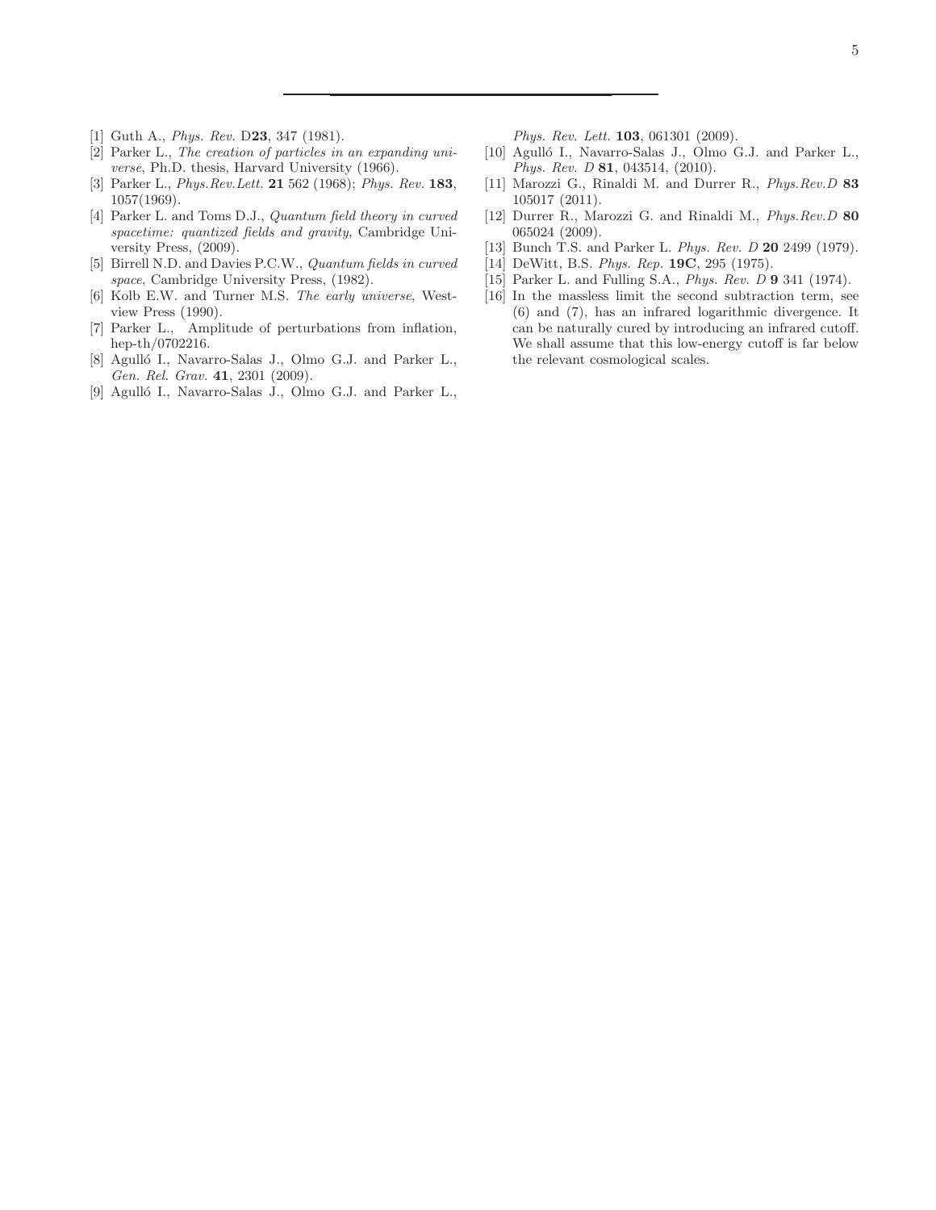- [1] Guth A., *Phys. Rev.* D**23**, 347 (1981).
- [2] Parker L., *The creation of particles in an expanding universe*, Ph.D. thesis, Harvard University (1966).
- [3] Parker L., *Phys.Rev.Lett.* **21** 562 (1968); *Phys. Rev.* **183**, 1057(1969).
- [4] Parker L. and Toms D.J., *Quantum field theory in curved spacetime: quantized fields and gravity*, Cambridge University Press, (2009).
- [5] Birrell N.D. and Davies P.C.W., *Quantum fields in curved space*, Cambridge University Press, (1982).
- [6] Kolb E.W. and Turner M.S. *The early universe*, Westview Press (1990).
- [7] Parker L., Amplitude of perturbations from inflation, hep-th/0702216.
- [8] Agulló I., Navarro-Salas J., Olmo G.J. and Parker L., *Gen. Rel. Grav.* **41**, 2301 (2009).
- [9] Agulló I., Navarro-Salas J., Olmo G.J. and Parker L., *Phys. Rev. Lett.* **103**, 061301 (2009).
- [10] Agulló I., Navarro-Salas J., Olmo G.J. and Parker L., *Phys. Rev. D* **81**, 043514, (2010).
- [11] Marozzi G., Rinaldi M. and Durrer R., *Phys.Rev.D* **83** 105017 (2011).
- [12] Durrer R., Marozzi G. and Rinaldi M., *Phys.Rev.D* **80** 065024 (2009).
- [13] Bunch T.S. and Parker L. *Phys. Rev. D* **20** 2499 (1979).
- [14] DeWitt, B.S. *Phys. Rep.* **19C**, 295 (1975).
- [15] Parker L. and Fulling S.A., *Phys. Rev. D* **9** 341 (1974).
- [16] In the massless limit the second subtraction term, see (6) and (7), has an infrared logarithmic divergence. It can be naturally cured by introducing an infrared cutoff. We shall assume that this low-energy cutoff is far below the relevant cosmological scales.